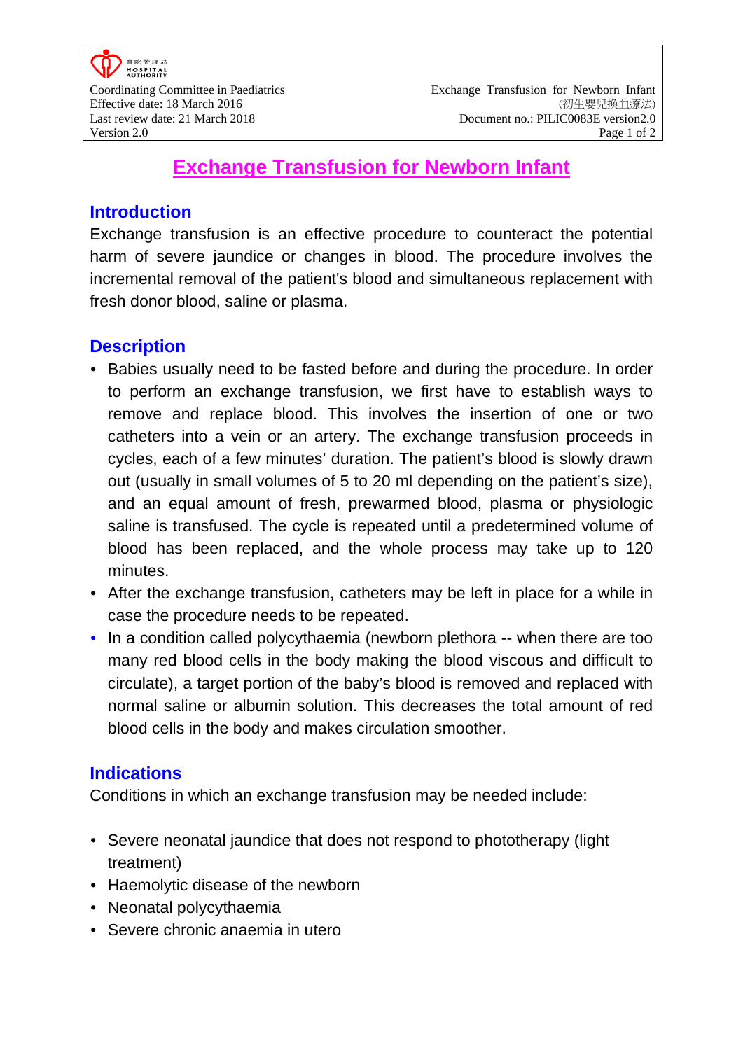# Exchange Transfusion for Newborn Infant

## Introduction

Exchange transfusion is an effective procedure to counteract the potential harm of severe jaundice or changes in blood. The procedure involves the incremental removal of the patient's blood and simultaneous replacement with fresh donor blood, saline or plasma.

## Description

- Babies usually need to be fasted before and during the procedure. In order to perform an exchange transfusion, we first have to establish ways to remove and replace blood. This involves the insertion of one or two catheters into a vein or an artery. The exchange transfusion proceeds in cycles, each of a few minutes' duration. The patient's blood is slowly drawn out (usually in small volumes of 5 to 20 ml depending on the patient's size), and an equal amount of fresh, prewarmed blood, plasma or physiologic saline is transfused. The cycle is repeated until a predetermined volume of blood has been replaced, and the whole process may take up to 120 minutes.
- After the exchange transfusion, catheters may be left in place for a while in case the procedure needs to be repeated.
- In a condition called polycythaemia (newborn plethora -- when there are too many red blood cells in the body making the blood viscous and difficult to circulate), a target portion of the baby's blood is removed and replaced with normal saline or albumin solution. This decreases the total amount of red blood cells in the body and makes circulation smoother.

## Indications

Conditions in which an exchange transfusion may be needed include:

- Severe neonatal jaundice that does not respond to phototherapy (light treatment)
- Haemolytic disease of the newborn
- Neonatal polycythaemia
- Severe chronic anaemia in utero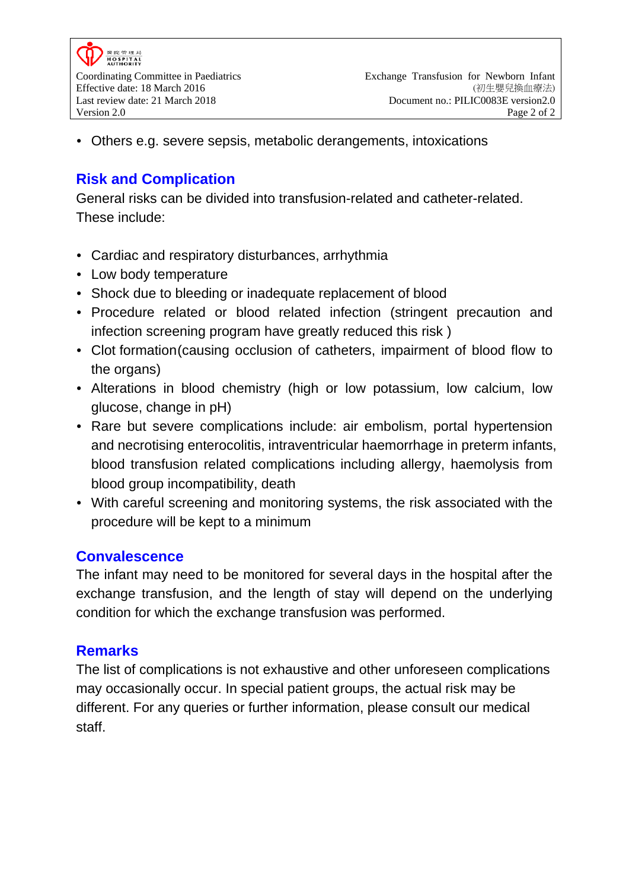- Others e.g. severe sepsis, metabolic derangements, intoxications

## Risk and Complication

General risks can be divided into transfusion-related and catheter-related. These include:

- Cardiac and respiratory disturbances, arrhythmia
- Low body temperature
- Shock due to bleeding or inadequate replacement of blood
- Procedure related or blood related infection (stringent precaution and infection screening program have greatly reduced this risk )
- Clot formation(causing occlusion of catheters, impairment of blood flow to the organs)
- Alterations in blood chemistry (high or low potassium, low calcium, low glucose, change in pH)
- Rare but severe complications include: air embolism, portal hypertension and necrotising enterocolitis, intraventricular haemorrhage in preterm infants, blood transfusion related complications including allergy, haemolysis from blood group incompatibility, death
- With careful screening and monitoring systems, the risk associated with the procedure will be kept to a minimum

## Convalescence

The infant may need to be monitored for several days in the hospital after the exchange transfusion, and the length of stay will depend on the underlying condition for which the exchange transfusion was performed.

## Remarks

The list of complications is not exhaustive and other unforeseen complications may occasionally occur. In special patient groups, the actual risk may be different. For any queries or further information, please consult our medical staff.